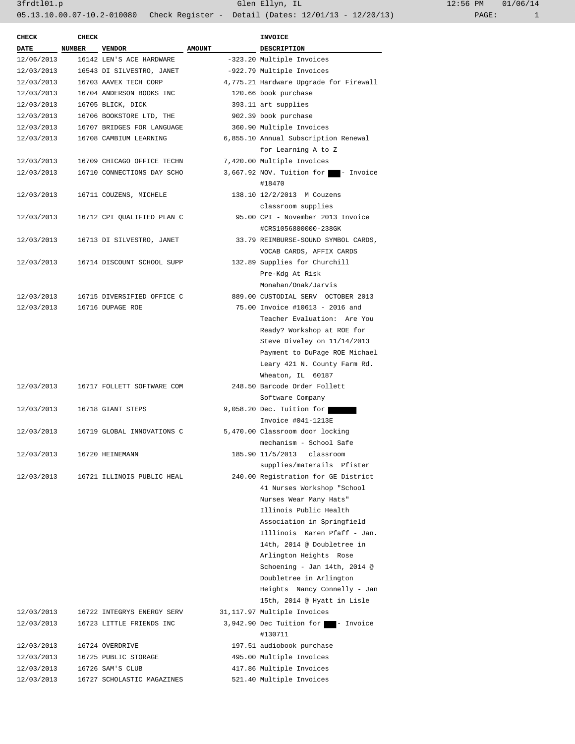3frdtl01.p Glen Ellyn, IL 12:56 PM 01/06/14

05.13.10.00.07-10.2-010080 Check Register - Detail (Dates: 12/01/13 - 12/20/13)

| CHECK DATE | CHECK NUMBER | VENDOR | AMOUNT | INVOICE DESCRIPTION |
|---|---|---|---|---|
| 12/06/2013 | 16142 | LEN'S ACE HARDWARE | -323.20 | Multiple Invoices |
| 12/03/2013 | 16543 | DI SILVESTRO, JANET | -922.79 | Multiple Invoices |
| 12/03/2013 | 16703 | AAVEX TECH CORP | 4,775.21 | Hardware Upgrade for Firewall |
| 12/03/2013 | 16704 | ANDERSON BOOKS INC | 120.66 | book purchase |
| 12/03/2013 | 16705 | BLICK, DICK | 393.11 | art supplies |
| 12/03/2013 | 16706 | BOOKSTORE LTD, THE | 902.39 | book purchase |
| 12/03/2013 | 16707 | BRIDGES FOR LANGUAGE | 360.90 | Multiple Invoices |
| 12/03/2013 | 16708 | CAMBIUM LEARNING | 6,855.10 | Annual Subscription Renewal for Learning A to Z |
| 12/03/2013 | 16709 | CHICAGO OFFICE TECHN | 7,420.00 | Multiple Invoices |
| 12/03/2013 | 16710 | CONNECTIONS DAY SCHO | 3,667.92 | NOV. Tuition for ███ - Invoice #18470 |
| 12/03/2013 | 16711 | COUZENS, MICHELE | 138.10 | 12/2/2013 M Couzens classroom supplies |
| 12/03/2013 | 16712 | CPI QUALIFIED PLAN C | 95.00 | CPI - November 2013 Invoice #CRS1056800000-238GK |
| 12/03/2013 | 16713 | DI SILVESTRO, JANET | 33.79 | REIMBURSE-SOUND SYMBOL CARDS, VOCAB CARDS, AFFIX CARDS |
| 12/03/2013 | 16714 | DISCOUNT SCHOOL SUPP | 132.89 | Supplies for Churchill Pre-Kdg At Risk Monahan/Onak/Jarvis |
| 12/03/2013 | 16715 | DIVERSIFIED OFFICE C | 889.00 | CUSTODIAL SERV OCTOBER 2013 |
| 12/03/2013 | 16716 | DUPAGE ROE | 75.00 | Invoice #10613 - 2016 and Teacher Evaluation: Are You Ready? Workshop at ROE for Steve Diveley on 11/14/2013 Payment to DuPage ROE Michael Leary 421 N. County Farm Rd. Wheaton, IL 60187 |
| 12/03/2013 | 16717 | FOLLETT SOFTWARE COM | 248.50 | Barcode Order Follett Software Company |
| 12/03/2013 | 16718 | GIANT STEPS | 9,058.20 | Dec. Tuition for ███████ Invoice #041-1213E |
| 12/03/2013 | 16719 | GLOBAL INNOVATIONS C | 5,470.00 | Classroom door locking mechanism - School Safe |
| 12/03/2013 | 16720 | HEINEMANN | 185.90 | 11/5/2013 classroom supplies/materails Pfister |
| 12/03/2013 | 16721 | ILLINOIS PUBLIC HEAL | 240.00 | Registration for GE District 41 Nurses Workshop "School Nurses Wear Many Hats" Illinois Public Health Association in Springfield Illlinois Karen Pfaff - Jan. 14th, 2014 @ Doubletree in Arlington Heights Rose Schoening - Jan 14th, 2014 @ Doubletree in Arlington Heights Nancy Connelly - Jan 15th, 2014 @ Hyatt in Lisle |
| 12/03/2013 | 16722 | INTEGRYS ENERGY SERV | 31,117.97 | Multiple Invoices |
| 12/03/2013 | 16723 | LITTLE FRIENDS INC | 3,942.90 | Dec Tuition for ███ - Invoice #130711 |
| 12/03/2013 | 16724 | OVERDRIVE | 197.51 | audiobook purchase |
| 12/03/2013 | 16725 | PUBLIC STORAGE | 495.00 | Multiple Invoices |
| 12/03/2013 | 16726 | SAM'S CLUB | 417.86 | Multiple Invoices |
| 12/03/2013 | 16727 | SCHOLASTIC MAGAZINES | 521.40 | Multiple Invoices |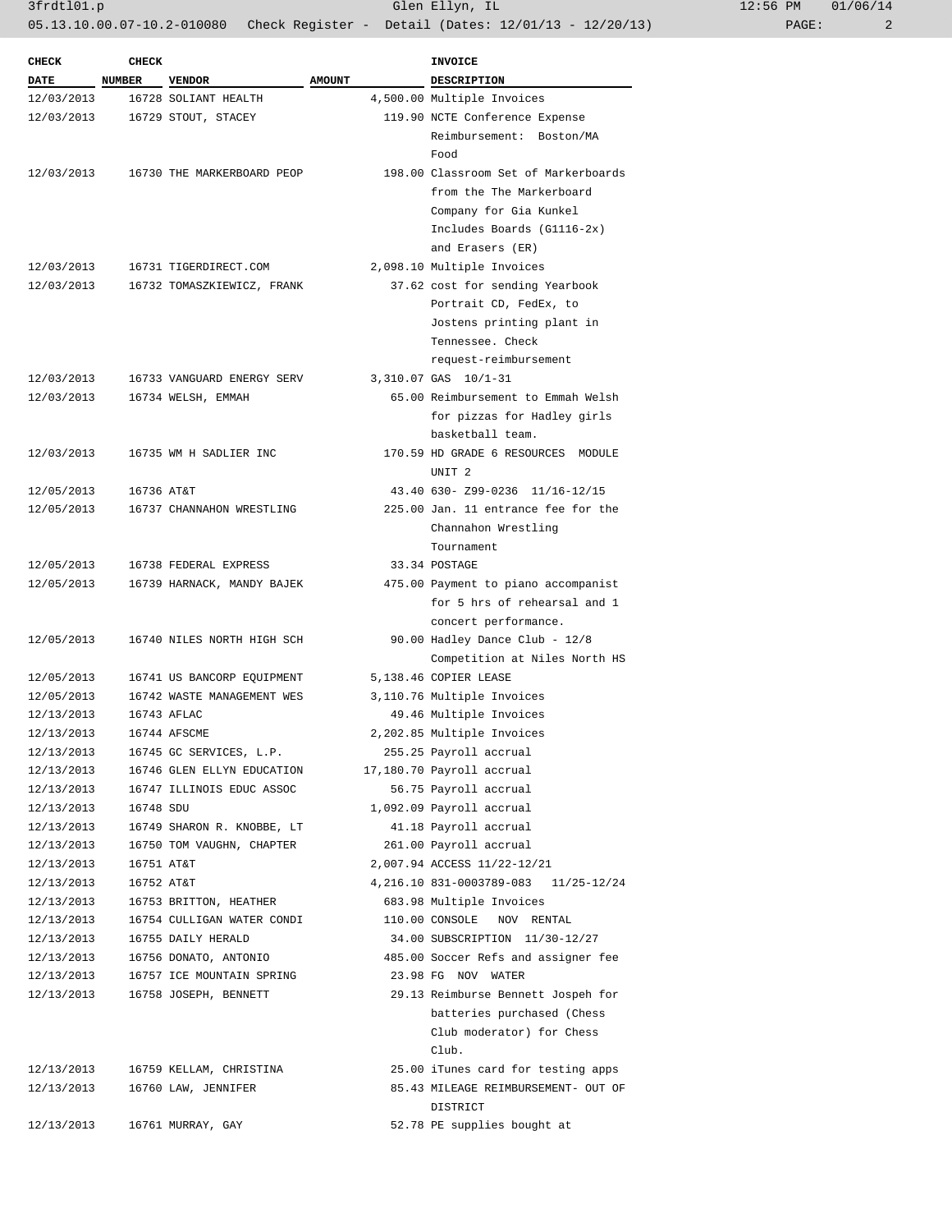| CHECK DATE | CHECK NUMBER | VENDOR | AMOUNT | INVOICE DESCRIPTION |
|---|---|---|---|---|
| 12/03/2013 | 16728 | SOLIANT HEALTH | 4,500.00 | Multiple Invoices |
| 12/03/2013 | 16729 | STOUT, STACEY | 119.90 | NCTE Conference Expense Reimbursement: Boston/MA Food |
| 12/03/2013 | 16730 | THE MARKERBOARD PEOP | 198.00 | Classroom Set of Markerboards from the The Markerboard Company for Gia Kunkel Includes Boards (G1116-2x) and Erasers (ER) |
| 12/03/2013 | 16731 | TIGERDIRECT.COM | 2,098.10 | Multiple Invoices |
| 12/03/2013 | 16732 | TOMASZKIEWICZ, FRANK | 37.62 | cost for sending Yearbook Portrait CD, FedEx, to Jostens printing plant in Tennessee. Check request-reimbursement |
| 12/03/2013 | 16733 | VANGUARD ENERGY SERV | 3,310.07 | GAS 10/1-31 |
| 12/03/2013 | 16734 | WELSH, EMMAH | 65.00 | Reimbursement to Emmah Welsh for pizzas for Hadley girls basketball team. |
| 12/03/2013 | 16735 | WM H SADLIER INC | 170.59 | HD GRADE 6 RESOURCES MODULE UNIT 2 |
| 12/05/2013 | 16736 | AT&T | 43.40 | 630- Z99-0236 11/16-12/15 |
| 12/05/2013 | 16737 | CHANNAHON WRESTLING | 225.00 | Jan. 11 entrance fee for the Channahon Wrestling Tournament |
| 12/05/2013 | 16738 | FEDERAL EXPRESS | 33.34 | POSTAGE |
| 12/05/2013 | 16739 | HARNACK, MANDY BAJEK | 475.00 | Payment to piano accompanist for 5 hrs of rehearsal and 1 concert performance. |
| 12/05/2013 | 16740 | NILES NORTH HIGH SCH | 90.00 | Hadley Dance Club - 12/8 Competition at Niles North HS |
| 12/05/2013 | 16741 | US BANCORP EQUIPMENT | 5,138.46 | COPIER LEASE |
| 12/05/2013 | 16742 | WASTE MANAGEMENT WES | 3,110.76 | Multiple Invoices |
| 12/13/2013 | 16743 | AFLAC | 49.46 | Multiple Invoices |
| 12/13/2013 | 16744 | AFSCME | 2,202.85 | Multiple Invoices |
| 12/13/2013 | 16745 | GC SERVICES, L.P. | 255.25 | Payroll accrual |
| 12/13/2013 | 16746 | GLEN ELLYN EDUCATION | 17,180.70 | Payroll accrual |
| 12/13/2013 | 16747 | ILLINOIS EDUC ASSOC | 56.75 | Payroll accrual |
| 12/13/2013 | 16748 | SDU | 1,092.09 | Payroll accrual |
| 12/13/2013 | 16749 | SHARON R. KNOBBE, LT | 41.18 | Payroll accrual |
| 12/13/2013 | 16750 | TOM VAUGHN, CHAPTER | 261.00 | Payroll accrual |
| 12/13/2013 | 16751 | AT&T | 2,007.94 | ACCESS 11/22-12/21 |
| 12/13/2013 | 16752 | AT&T | 4,216.10 | 831-0003789-083 11/25-12/24 |
| 12/13/2013 | 16753 | BRITTON, HEATHER | 683.98 | Multiple Invoices |
| 12/13/2013 | 16754 | CULLIGAN WATER CONDI | 110.00 | CONSOLE NOV RENTAL |
| 12/13/2013 | 16755 | DAILY HERALD | 34.00 | SUBSCRIPTION 11/30-12/27 |
| 12/13/2013 | 16756 | DONATO, ANTONIO | 485.00 | Soccer Refs and assigner fee |
| 12/13/2013 | 16757 | ICE MOUNTAIN SPRING | 23.98 | FG NOV WATER |
| 12/13/2013 | 16758 | JOSEPH, BENNETT | 29.13 | Reimburse Bennett Jospeh for batteries purchased (Chess Club moderator) for Chess Club. |
| 12/13/2013 | 16759 | KELLAM, CHRISTINA | 25.00 | iTunes card for testing apps |
| 12/13/2013 | 16760 | LAW, JENNIFER | 85.43 | MILEAGE REIMBURSEMENT- OUT OF DISTRICT |
| 12/13/2013 | 16761 | MURRAY, GAY | 52.78 | PE supplies bought at |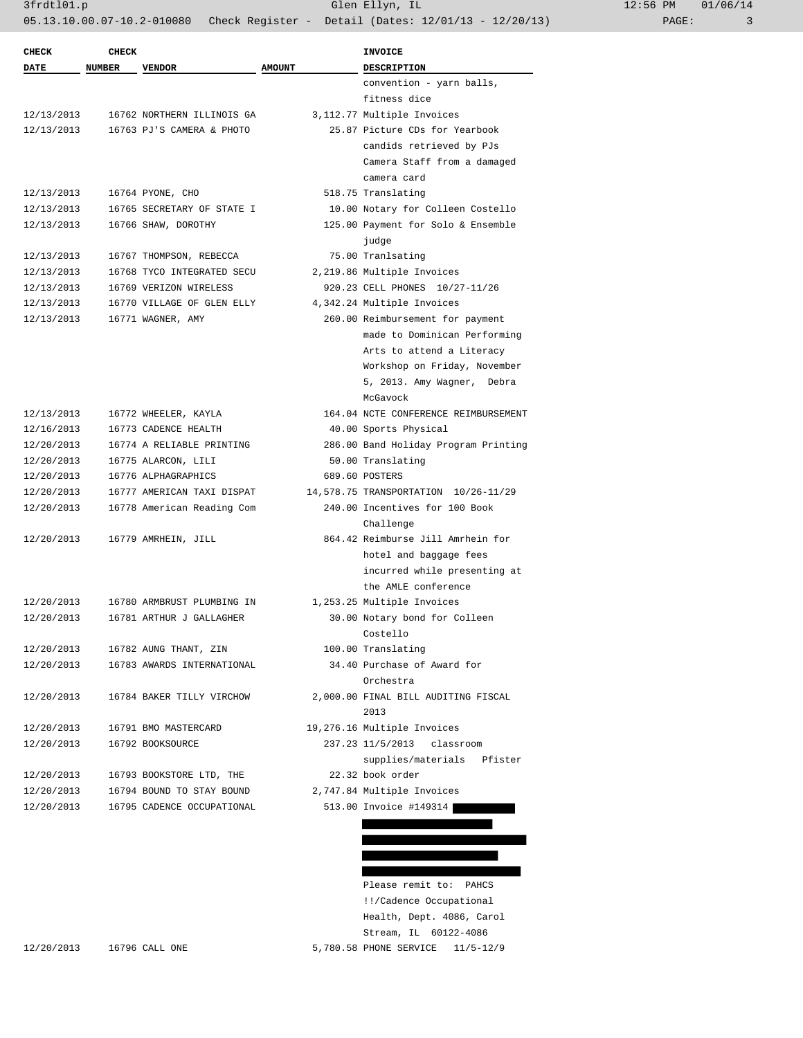| CHECK DATE | CHECK NUMBER | VENDOR | AMOUNT | INVOICE DESCRIPTION |
|---|---|---|---|---|
| | | | | convention - yarn balls, fitness dice |
| 12/13/2013 | 16762 | NORTHERN ILLINOIS GA | 3,112.77 | Multiple Invoices |
| 12/13/2013 | 16763 | PJ'S CAMERA & PHOTO | 25.87 | Picture CDs for Yearbook candids retrieved by PJs Camera Staff from a damaged camera card |
| 12/13/2013 | 16764 | PYONE, CHO | 518.75 | Translating |
| 12/13/2013 | 16765 | SECRETARY OF STATE I | 10.00 | Notary for Colleen Costello |
| 12/13/2013 | 16766 | SHAW, DOROTHY | 125.00 | Payment for Solo & Ensemble judge |
| 12/13/2013 | 16767 | THOMPSON, REBECCA | 75.00 | Tranlsating |
| 12/13/2013 | 16768 | TYCO INTEGRATED SECU | 2,219.86 | Multiple Invoices |
| 12/13/2013 | 16769 | VERIZON WIRELESS | 920.23 | CELL PHONES 10/27-11/26 |
| 12/13/2013 | 16770 | VILLAGE OF GLEN ELLY | 4,342.24 | Multiple Invoices |
| 12/13/2013 | 16771 | WAGNER, AMY | 260.00 | Reimbursement for payment made to Dominican Performing Arts to attend a Literacy Workshop on Friday, November 5, 2013. Amy Wagner, Debra McGavock |
| 12/13/2013 | 16772 | WHEELER, KAYLA | 164.04 | NCTE CONFERENCE REIMBURSEMENT |
| 12/16/2013 | 16773 | CADENCE HEALTH | 40.00 | Sports Physical |
| 12/20/2013 | 16774 | A RELIABLE PRINTING | 286.00 | Band Holiday Program Printing |
| 12/20/2013 | 16775 | ALARCON, LILI | 50.00 | Translating |
| 12/20/2013 | 16776 | ALPHAGRAPHICS | 689.60 | POSTERS |
| 12/20/2013 | 16777 | AMERICAN TAXI DISPAT | 14,578.75 | TRANSPORTATION 10/26-11/29 |
| 12/20/2013 | 16778 | American Reading Com | 240.00 | Incentives for 100 Book Challenge |
| 12/20/2013 | 16779 | AMRHEIN, JILL | 864.42 | Reimburse Jill Amrhein for hotel and baggage fees incurred while presenting at the AMLE conference |
| 12/20/2013 | 16780 | ARMBRUST PLUMBING IN | 1,253.25 | Multiple Invoices |
| 12/20/2013 | 16781 | ARTHUR J GALLAGHER | 30.00 | Notary bond for Colleen Costello |
| 12/20/2013 | 16782 | AUNG THANT, ZIN | 100.00 | Translating |
| 12/20/2013 | 16783 | AWARDS INTERNATIONAL | 34.40 | Purchase of Award for Orchestra |
| 12/20/2013 | 16784 | BAKER TILLY VIRCHOW | 2,000.00 | FINAL BILL AUDITING FISCAL 2013 |
| 12/20/2013 | 16791 | BMO MASTERCARD | 19,276.16 | Multiple Invoices |
| 12/20/2013 | 16792 | BOOKSOURCE | 237.23 | 11/5/2013 classroom supplies/materials Pfister |
| 12/20/2013 | 16793 | BOOKSTORE LTD, THE | 22.32 | book order |
| 12/20/2013 | 16794 | BOUND TO STAY BOUND | 2,747.84 | Multiple Invoices |
| 12/20/2013 | 16795 | CADENCE OCCUPATIONAL | 513.00 | Invoice #149314 [REDACTED] Please remit to: PAHCS !!/Cadence Occupational Health, Dept. 4086, Carol Stream, IL 60122-4086 |
| 12/20/2013 | 16796 | CALL ONE | 5,780.58 | PHONE SERVICE 11/5-12/9 |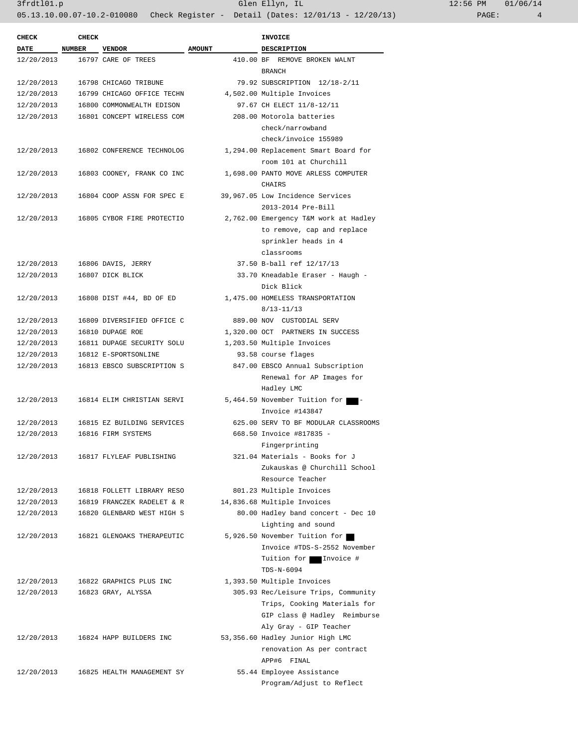| CHECK DATE | CHECK NUMBER | VENDOR | AMOUNT | INVOICE DESCRIPTION |
|---|---|---|---|---|
| 12/20/2013 | 16797 | CARE OF TREES | 410.00 | BF REMOVE BROKEN WALNT BRANCH |
| 12/20/2013 | 16798 | CHICAGO TRIBUNE | 79.92 | SUBSCRIPTION 12/18-2/11 |
| 12/20/2013 | 16799 | CHICAGO OFFICE TECHN | 4,502.00 | Multiple Invoices |
| 12/20/2013 | 16800 | COMMONWEALTH EDISON | 97.67 | CH ELECT 11/8-12/11 |
| 12/20/2013 | 16801 | CONCEPT WIRELESS COM | 208.00 | Motorola batteries check/narrowband check/invoice 155989 |
| 12/20/2013 | 16802 | CONFERENCE TECHNOLOG | 1,294.00 | Replacement Smart Board for room 101 at Churchill |
| 12/20/2013 | 16803 | COONEY, FRANK CO INC | 1,698.00 | PANTO MOVE ARLESS COMPUTER CHAIRS |
| 12/20/2013 | 16804 | COOP ASSN FOR SPEC E | 39,967.05 | Low Incidence Services 2013-2014 Pre-Bill |
| 12/20/2013 | 16805 | CYBOR FIRE PROTECTIO | 2,762.00 | Emergency T&M work at Hadley to remove, cap and replace sprinkler heads in 4 classrooms |
| 12/20/2013 | 16806 | DAVIS, JERRY | 37.50 | B-ball ref 12/17/13 |
| 12/20/2013 | 16807 | DICK BLICK | 33.70 | Kneadable Eraser - Haugh - Dick Blick |
| 12/20/2013 | 16808 | DIST #44, BD OF ED | 1,475.00 | HOMELESS TRANSPORTATION 8/13-11/13 |
| 12/20/2013 | 16809 | DIVERSIFIED OFFICE C | 889.00 | NOV CUSTODIAL SERV |
| 12/20/2013 | 16810 | DUPAGE ROE | 1,320.00 | OCT PARTNERS IN SUCCESS |
| 12/20/2013 | 16811 | DUPAGE SECURITY SOLU | 1,203.50 | Multiple Invoices |
| 12/20/2013 | 16812 | E-SPORTSONLINE | 93.58 | course flages |
| 12/20/2013 | 16813 | EBSCO SUBSCRIPTION S | 847.00 | EBSCO Annual Subscription Renewal for AP Images for Hadley LMC |
| 12/20/2013 | 16814 | ELIM CHRISTIAN SERVI | 5,464.59 | November Tuition for ███ - Invoice #143847 |
| 12/20/2013 | 16815 | EZ BUILDING SERVICES | 625.00 | SERV TO BF MODULAR CLASSROOMS |
| 12/20/2013 | 16816 | FIRM SYSTEMS | 668.50 | Invoice #817835 - Fingerprinting |
| 12/20/2013 | 16817 | FLYLEAF PUBLISHING | 321.04 | Materials - Books for J Zukauskas @ Churchill School Resource Teacher |
| 12/20/2013 | 16818 | FOLLETT LIBRARY RESO | 801.23 | Multiple Invoices |
| 12/20/2013 | 16819 | FRANCZEK RADELET & R | 14,836.68 | Multiple Invoices |
| 12/20/2013 | 16820 | GLENBARD WEST HIGH S | 80.00 | Hadley band concert - Dec 10 Lighting and sound |
| 12/20/2013 | 16821 | GLENOAKS THERAPEUTIC | 5,926.50 | November Tuition for ███ Invoice #TDS-S-2552 November Tuition for ███ Invoice # TDS-N-6094 |
| 12/20/2013 | 16822 | GRAPHICS PLUS INC | 1,393.50 | Multiple Invoices |
| 12/20/2013 | 16823 | GRAY, ALYSSA | 305.93 | Rec/Leisure Trips, Community Trips, Cooking Materials for GIP class @ Hadley Reimburse Aly Gray - GIP Teacher |
| 12/20/2013 | 16824 | HAPP BUILDERS INC | 53,356.60 | Hadley Junior High LMC renovation As per contract APP#6 FINAL |
| 12/20/2013 | 16825 | HEALTH MANAGEMENT SY | 55.44 | Employee Assistance Program/Adjust to Reflect |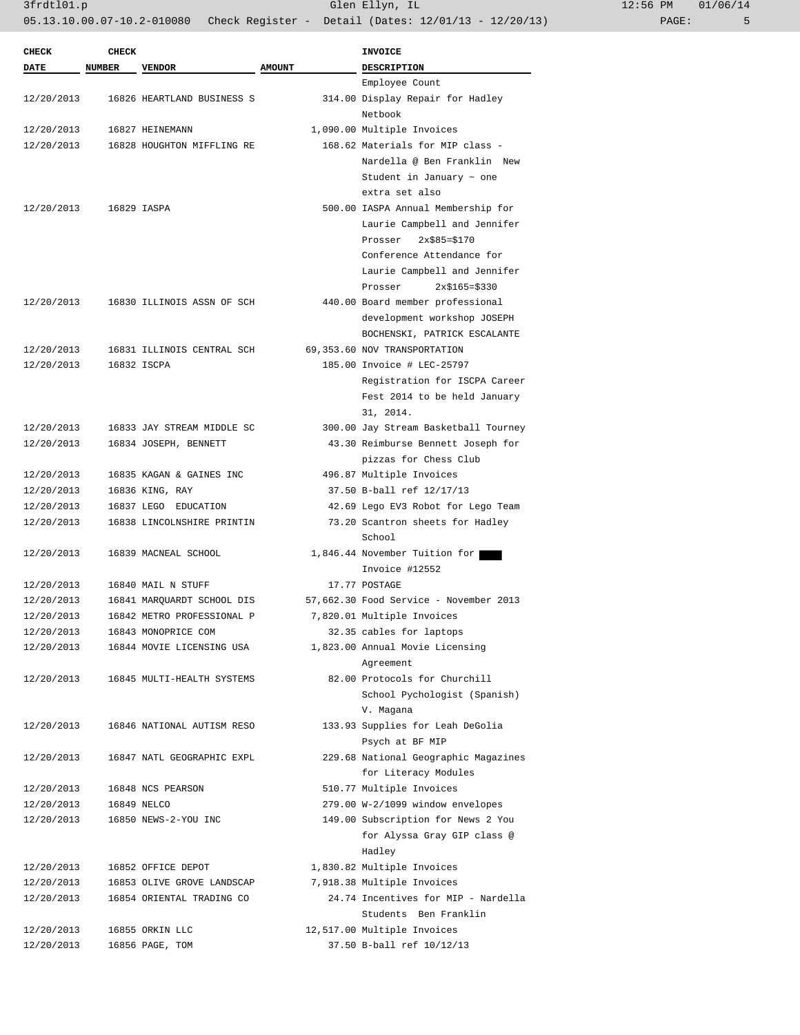| CHECK DATE | CHECK NUMBER | VENDOR | AMOUNT | INVOICE DESCRIPTION |
|---|---|---|---|---|
| | | | | Employee Count |
| 12/20/2013 | 16826 | HEARTLAND BUSINESS S | 314.00 | Display Repair for Hadley Netbook |
| 12/20/2013 | 16827 | HEINEMANN | 1,090.00 | Multiple Invoices |
| 12/20/2013 | 16828 | HOUGHTON MIFFLING RE | 168.62 | Materials for MIP class - Nardella @ Ben Franklin New Student in January ~ one extra set also |
| 12/20/2013 | 16829 | IASPA | 500.00 | IASPA Annual Membership for Laurie Campbell and Jennifer Prosser 2x$85=$170 Conference Attendance for Laurie Campbell and Jennifer Prosser 2x$165=$330 |
| 12/20/2013 | 16830 | ILLINOIS ASSN OF SCH | 440.00 | Board member professional development workshop JOSEPH BOCHENSKI, PATRICK ESCALANTE |
| 12/20/2013 | 16831 | ILLINOIS CENTRAL SCH | 69,353.60 | NOV TRANSPORTATION |
| 12/20/2013 | 16832 | ISCPA | 185.00 | Invoice # LEC-25797 Registration for ISCPA Career Fest 2014 to be held January 31, 2014. |
| 12/20/2013 | 16833 | JAY STREAM MIDDLE SC | 300.00 | Jay Stream Basketball Tourney |
| 12/20/2013 | 16834 | JOSEPH, BENNETT | 43.30 | Reimburse Bennett Joseph for pizzas for Chess Club |
| 12/20/2013 | 16835 | KAGAN & GAINES INC | 496.87 | Multiple Invoices |
| 12/20/2013 | 16836 | KING, RAY | 37.50 | B-ball ref 12/17/13 |
| 12/20/2013 | 16837 | LEGO EDUCATION | 42.69 | Lego EV3 Robot for Lego Team |
| 12/20/2013 | 16838 | LINCOLNSHIRE PRINTIN | 73.20 | Scantron sheets for Hadley School |
| 12/20/2013 | 16839 | MACNEAL SCHOOL | 1,846.44 | November Tuition for ████ Invoice #12552 |
| 12/20/2013 | 16840 | MAIL N STUFF | 17.77 | POSTAGE |
| 12/20/2013 | 16841 | MARQUARDT SCHOOL DIS | 57,662.30 | Food Service - November 2013 |
| 12/20/2013 | 16842 | METRO PROFESSIONAL P | 7,820.01 | Multiple Invoices |
| 12/20/2013 | 16843 | MONOPRICE COM | 32.35 | cables for laptops |
| 12/20/2013 | 16844 | MOVIE LICENSING USA | 1,823.00 | Annual Movie Licensing Agreement |
| 12/20/2013 | 16845 | MULTI-HEALTH SYSTEMS | 82.00 | Protocols for Churchill School Pychologist (Spanish) V. Magana |
| 12/20/2013 | 16846 | NATIONAL AUTISM RESO | 133.93 | Supplies for Leah DeGolia Psych at BF MIP |
| 12/20/2013 | 16847 | NATL GEOGRAPHIC EXPL | 229.68 | National Geographic Magazines for Literacy Modules |
| 12/20/2013 | 16848 | NCS PEARSON | 510.77 | Multiple Invoices |
| 12/20/2013 | 16849 | NELCO | 279.00 | W-2/1099 window envelopes |
| 12/20/2013 | 16850 | NEWS-2-YOU INC | 149.00 | Subscription for News 2 You for Alyssa Gray GIP class @ Hadley |
| 12/20/2013 | 16852 | OFFICE DEPOT | 1,830.82 | Multiple Invoices |
| 12/20/2013 | 16853 | OLIVE GROVE LANDSCAP | 7,918.38 | Multiple Invoices |
| 12/20/2013 | 16854 | ORIENTAL TRADING CO | 24.74 | Incentives for MIP - Nardella Students Ben Franklin |
| 12/20/2013 | 16855 | ORKIN LLC | 12,517.00 | Multiple Invoices |
| 12/20/2013 | 16856 | PAGE, TOM | 37.50 | B-ball ref 10/12/13 |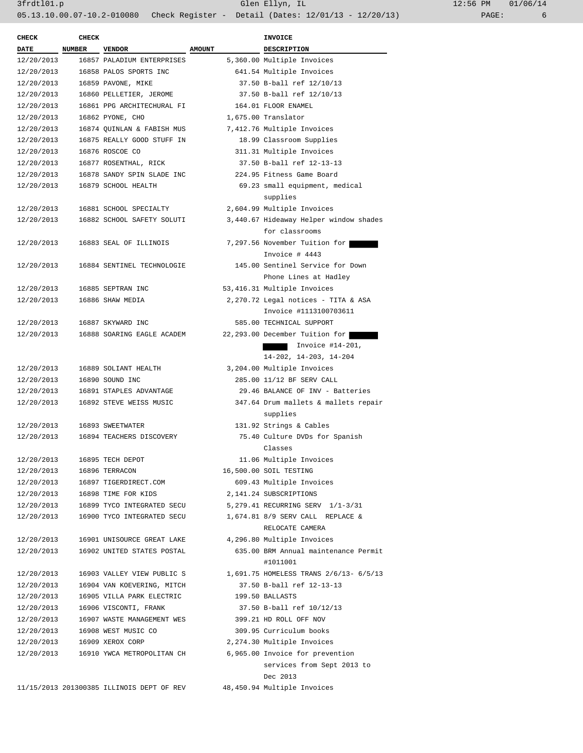| CHECK DATE | CHECK NUMBER | VENDOR | AMOUNT | INVOICE DESCRIPTION |
|---|---|---|---|---|
| 12/20/2013 | 16857 | PALADIUM ENTERPRISES | 5,360.00 | Multiple Invoices |
| 12/20/2013 | 16858 | PALOS SPORTS INC | 641.54 | Multiple Invoices |
| 12/20/2013 | 16859 | PAVONE, MIKE | 37.50 | B-ball ref 12/10/13 |
| 12/20/2013 | 16860 | PELLETIER, JEROME | 37.50 | B-ball ref 12/10/13 |
| 12/20/2013 | 16861 | PPG ARCHITECHURAL FI | 164.01 | FLOOR ENAMEL |
| 12/20/2013 | 16862 | PYONE, CHO | 1,675.00 | Translator |
| 12/20/2013 | 16874 | QUINLAN & FABISH MUS | 7,412.76 | Multiple Invoices |
| 12/20/2013 | 16875 | REALLY GOOD STUFF IN | 18.99 | Classroom Supplies |
| 12/20/2013 | 16876 | ROSCOE CO | 311.31 | Multiple Invoices |
| 12/20/2013 | 16877 | ROSENTHAL, RICK | 37.50 | B-ball ref 12-13-13 |
| 12/20/2013 | 16878 | SANDY SPIN SLADE INC | 224.95 | Fitness Game Board |
| 12/20/2013 | 16879 | SCHOOL HEALTH | 69.23 | small equipment, medical supplies |
| 12/20/2013 | 16881 | SCHOOL SPECIALTY | 2,604.99 | Multiple Invoices |
| 12/20/2013 | 16882 | SCHOOL SAFETY SOLUTI | 3,440.67 | Hideaway Helper window shades for classrooms |
| 12/20/2013 | 16883 | SEAL OF ILLINOIS | 7,297.56 | November Tuition for [REDACTED] Invoice # 4443 |
| 12/20/2013 | 16884 | SENTINEL TECHNOLOGIE | 145.00 | Sentinel Service for Down Phone Lines at Hadley |
| 12/20/2013 | 16885 | SEPTRAN INC | 53,416.31 | Multiple Invoices |
| 12/20/2013 | 16886 | SHAW MEDIA | 2,270.72 | Legal notices - TITA & ASA Invoice #1113100703611 |
| 12/20/2013 | 16887 | SKYWARD INC | 585.00 | TECHNICAL SUPPORT |
| 12/20/2013 | 16888 | SOARING EAGLE ACADEM | 22,293.00 | December Tuition for [REDACTED] [REDACTED] Invoice #14-201, 14-202, 14-203, 14-204 |
| 12/20/2013 | 16889 | SOLIANT HEALTH | 3,204.00 | Multiple Invoices |
| 12/20/2013 | 16890 | SOUND INC | 285.00 | 11/12 BF SERV CALL |
| 12/20/2013 | 16891 | STAPLES ADVANTAGE | 29.46 | BALANCE OF INV - Batteries |
| 12/20/2013 | 16892 | STEVE WEISS MUSIC | 347.64 | Drum mallets & mallets repair supplies |
| 12/20/2013 | 16893 | SWEETWATER | 131.92 | Strings & Cables |
| 12/20/2013 | 16894 | TEACHERS DISCOVERY | 75.40 | Culture DVDs for Spanish Classes |
| 12/20/2013 | 16895 | TECH DEPOT | 11.06 | Multiple Invoices |
| 12/20/2013 | 16896 | TERRACON | 16,500.00 | SOIL TESTING |
| 12/20/2013 | 16897 | TIGERDIRECT.COM | 609.43 | Multiple Invoices |
| 12/20/2013 | 16898 | TIME FOR KIDS | 2,141.24 | SUBSCRIPTIONS |
| 12/20/2013 | 16899 | TYCO INTEGRATED SECU | 5,279.41 | RECURRING SERV 1/1-3/31 |
| 12/20/2013 | 16900 | TYCO INTEGRATED SECU | 1,674.81 | 8/9 SERV CALL REPLACE & RELOCATE CAMERA |
| 12/20/2013 | 16901 | UNISOURCE GREAT LAKE | 4,296.80 | Multiple Invoices |
| 12/20/2013 | 16902 | UNITED STATES POSTAL | 635.00 | BRM Annual maintenance Permit #1011001 |
| 12/20/2013 | 16903 | VALLEY VIEW PUBLIC S | 1,691.75 | HOMELESS TRANS 2/6/13- 6/5/13 |
| 12/20/2013 | 16904 | VAN KOEVERING, MITCH | 37.50 | B-ball ref 12-13-13 |
| 12/20/2013 | 16905 | VILLA PARK ELECTRIC | 199.50 | BALLASTS |
| 12/20/2013 | 16906 | VISCONTI, FRANK | 37.50 | B-ball ref 10/12/13 |
| 12/20/2013 | 16907 | WASTE MANAGEMENT WES | 399.21 | HD ROLL OFF NOV |
| 12/20/2013 | 16908 | WEST MUSIC CO | 309.95 | Curriculum books |
| 12/20/2013 | 16909 | XEROX CORP | 2,274.30 | Multiple Invoices |
| 12/20/2013 | 16910 | YWCA METROPOLITAN CH | 6,965.00 | Invoice for prevention services from Sept 2013 to Dec 2013 |
| 11/15/2013 | 201300385 | ILLINOIS DEPT OF REV | 48,450.94 | Multiple Invoices |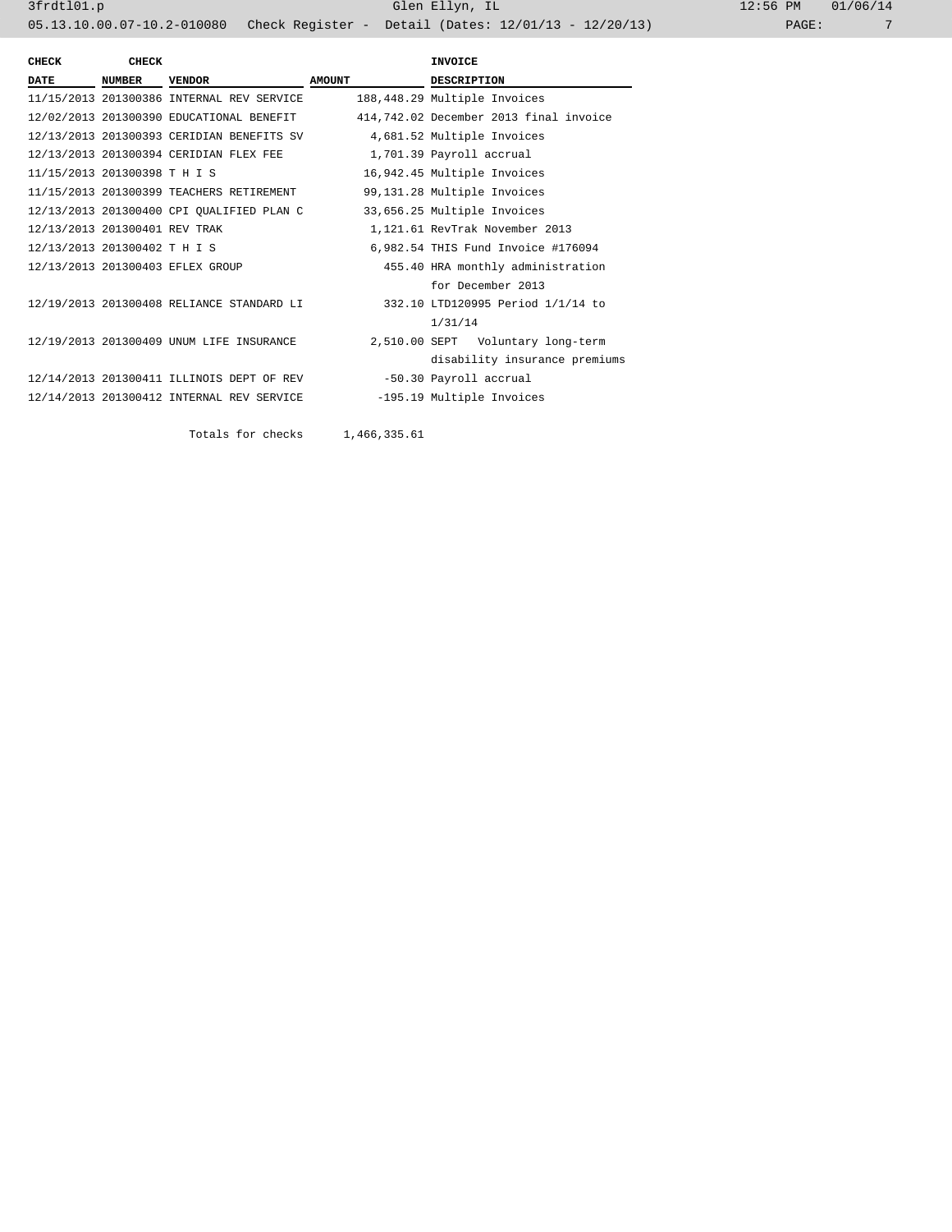| CHECK DATE | CHECK NUMBER | VENDOR | AMOUNT | INVOICE DESCRIPTION |
|---|---|---|---|---|
| 11/15/2013 | 201300386 | INTERNAL REV SERVICE | 188,448.29 | Multiple Invoices |
| 12/02/2013 | 201300390 | EDUCATIONAL BENEFIT | 414,742.02 | December 2013 final invoice |
| 12/13/2013 | 201300393 | CERIDIAN BENEFITS SV | 4,681.52 | Multiple Invoices |
| 12/13/2013 | 201300394 | CERIDIAN FLEX FEE | 1,701.39 | Payroll accrual |
| 11/15/2013 | 201300398 | T H I S | 16,942.45 | Multiple Invoices |
| 11/15/2013 | 201300399 | TEACHERS RETIREMENT | 99,131.28 | Multiple Invoices |
| 12/13/2013 | 201300400 | CPI QUALIFIED PLAN C | 33,656.25 | Multiple Invoices |
| 12/13/2013 | 201300401 | REV TRAK | 1,121.61 | RevTrak November 2013 |
| 12/13/2013 | 201300402 | T H I S | 6,982.54 | THIS Fund Invoice #176094 |
| 12/13/2013 | 201300403 | EFLEX GROUP | 455.40 | HRA monthly administration for December 2013 |
| 12/19/2013 | 201300408 | RELIANCE STANDARD LI | 332.10 | LTD120995 Period 1/1/14 to 1/31/14 |
| 12/19/2013 | 201300409 | UNUM LIFE INSURANCE | 2,510.00 | SEPT Voluntary long-term disability insurance premiums |
| 12/14/2013 | 201300411 | ILLINOIS DEPT OF REV | -50.30 | Payroll accrual |
| 12/14/2013 | 201300412 | INTERNAL REV SERVICE | -195.19 | Multiple Invoices |
| | | Totals for checks | 1,466,335.61 | |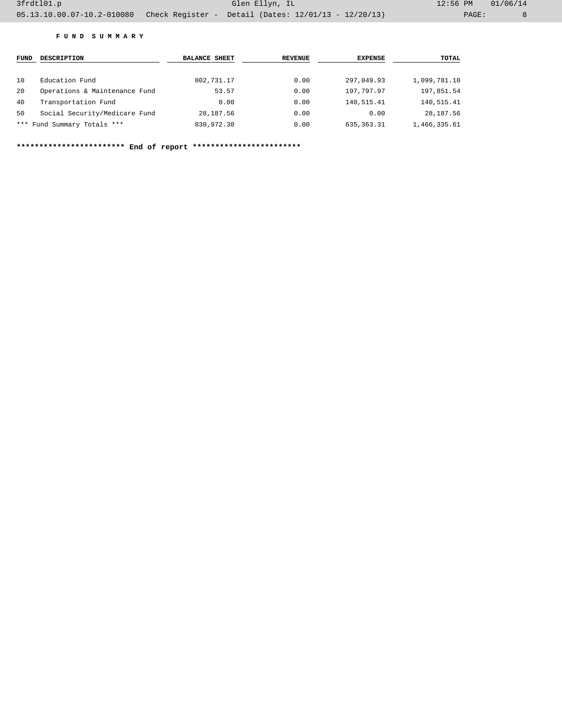**F U N D  S U M M A R Y**

| FUND | DESCRIPTION | BALANCE SHEET | REVENUE | EXPENSE | TOTAL |
|---|---|---|---|---|---|
| 10 | Education Fund | 802,731.17 | 0.00 | 297,049.93 | 1,099,781.10 |
| 20 | Operations & Maintenance Fund | 53.57 | 0.00 | 197,797.97 | 197,851.54 |
| 40 | Transportation Fund | 0.00 | 0.00 | 140,515.41 | 140,515.41 |
| 50 | Social Security/Medicare Fund | 28,187.56 | 0.00 | 0.00 | 28,187.56 |
| *** Fund Summary Totals *** | | 830,972.30 | 0.00 | 635,363.31 | 1,466,335.61 |

************************ **End of report** ************************